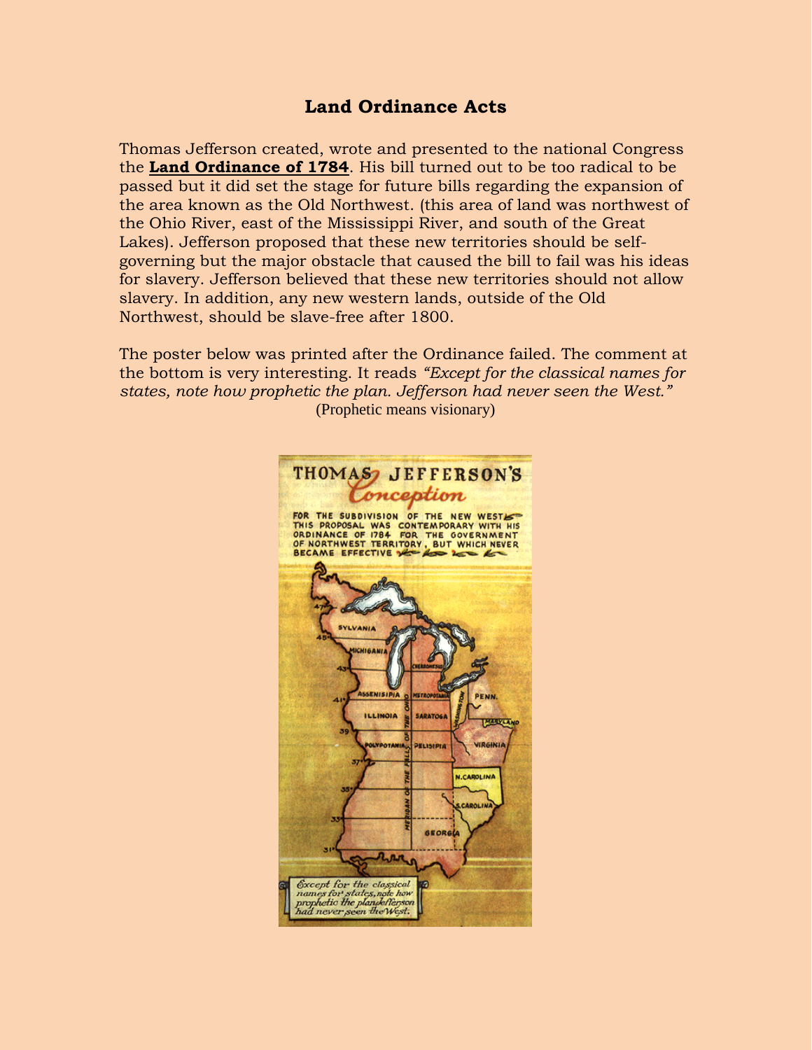# Land Ordinance Acts

Thomas Jefferson created, wrote and presented to the national Congress the **Land Ordinance of 1784**. His bill turned out to be too radical to be passed but it did set the stage for future bills regarding the expansion of the area known as the Old Northwest. (this area of land was northwest of the Ohio River, east of the Mississippi River, and south of the Great Lakes). Jefferson proposed that these new territories should be self-governing but the major obstacle that caused the bill to fail was his ideas for slavery. Jefferson believed that these new territories should not allow slavery. In addition, any new western lands, outside of the Old Northwest, should be slave-free after 1800.

The poster below was printed after the Ordinance failed. The comment at the bottom is very interesting. It reads *"Except for the classical names for states, note how prophetic the plan. Jefferson had never seen the West."* (Prophetic means visionary)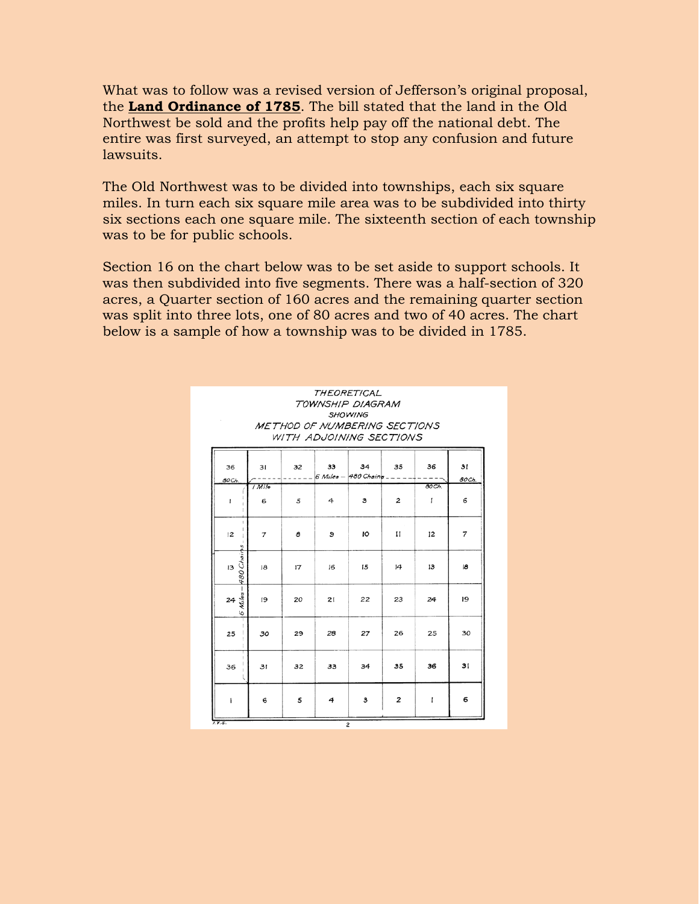What was to follow was a revised version of Jefferson's original proposal, the **Land Ordinance of 1785**. The bill stated that the land in the Old Northwest be sold and the profits help pay off the national debt. The entire was first surveyed, an attempt to stop any confusion and future lawsuits.

The Old Northwest was to be divided into townships, each six square miles. In turn each six square mile area was to be subdivided into thirty six sections each one square mile. The sixteenth section of each township was to be for public schools.

Section 16 on the chart below was to be set aside to support schools. It was then subdivided into five segments. There was a half-section of 320 acres, a Quarter section of 160 acres and the remaining quarter section was split into three lots, one of 80 acres and two of 40 acres. The chart below is a sample of how a township was to be divided in 1785.

*THEORETICAL TOWNSHIP DIAGRAM SHOWING METHOD OF NUMBERING SECTIONS WITH ADJOINING SECTIONS*

6 Miles — 480 Chains (each side); 1 Mile = 80 Ch.

| 36 | 31 | 32 | 33 | 34 | 35 | 36 | 31 |
|---|---|---|---|---|---|---|---|
| 1 | 6 | 5 | 4 | 3 | 2 | 1 | 6 |
| 12 | 7 | 8 | 9 | 10 | 11 | 12 | 7 |
| 13 | 18 | 17 | 16 | 15 | 14 | 13 | 18 |
| 24 | 19 | 20 | 21 | 22 | 23 | 24 | 19 |
| 25 | 30 | 29 | 28 | 27 | 26 | 25 | 30 |
| 36 | 31 | 32 | 33 | 34 | 35 | 36 | 31 |
| 1 | 6 | 5 | 4 | 3 | 2 | 1 | 6 |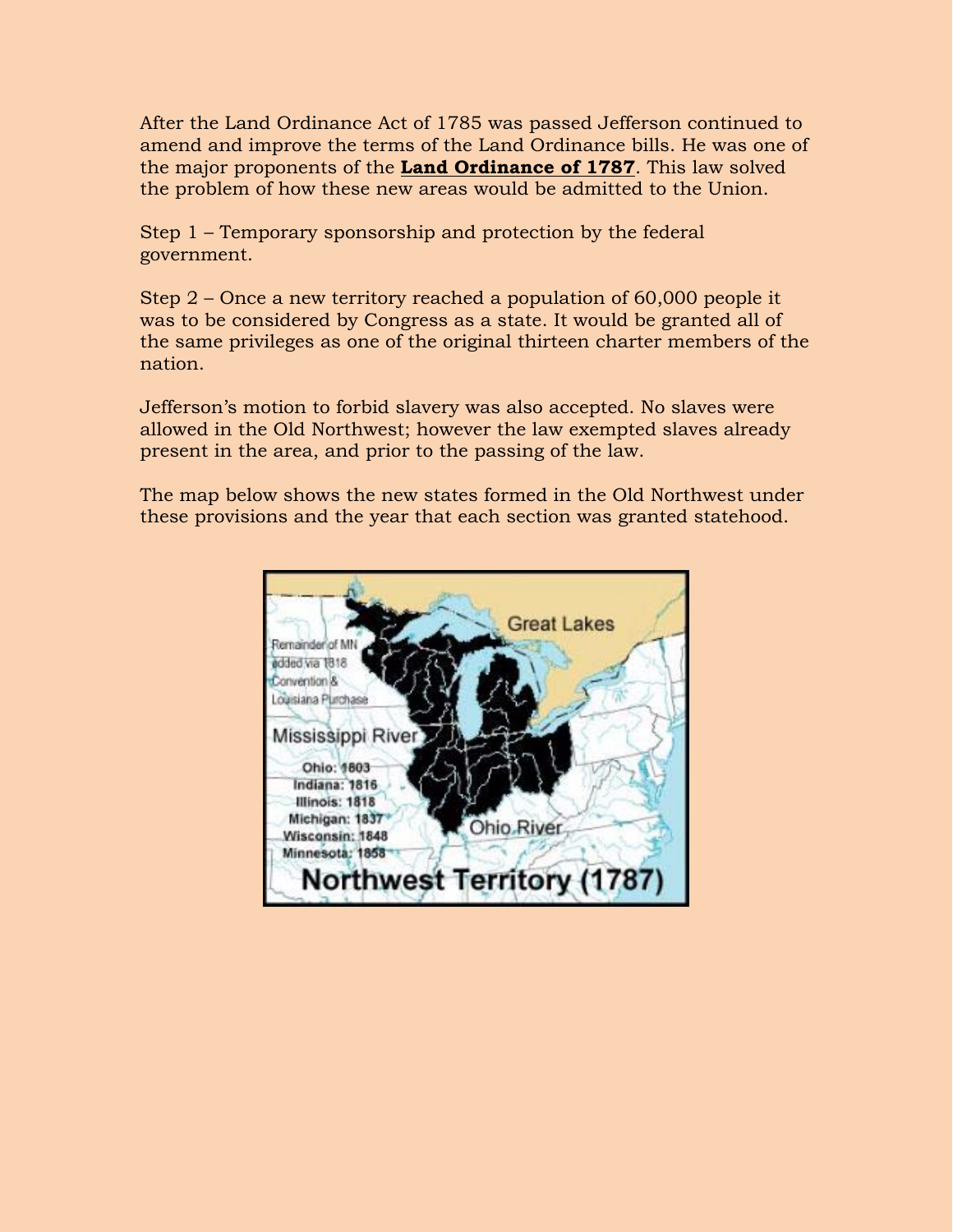After the Land Ordinance Act of 1785 was passed Jefferson continued to amend and improve the terms of the Land Ordinance bills. He was one of the major proponents of the **Land Ordinance of 1787**. This law solved the problem of how these new areas would be admitted to the Union.

Step 1 – Temporary sponsorship and protection by the federal government.

Step 2 – Once a new territory reached a population of 60,000 people it was to be considered by Congress as a state. It would be granted all of the same privileges as one of the original thirteen charter members of the nation.

Jefferson's motion to forbid slavery was also accepted. No slaves were allowed in the Old Northwest; however the law exempted slaves already present in the area, and prior to the passing of the law.

The map below shows the new states formed in the Old Northwest under these provisions and the year that each section was granted statehood.

Great Lakes

Remainder of MN added via 1818 Convention & Louisiana Purchase

Mississippi River

Ohio: 1803
Indiana: 1816
Illinois: 1818
Michigan: 1837
Wisconsin: 1848
Minnesota: 1858

Ohio River

Northwest Territory (1787)